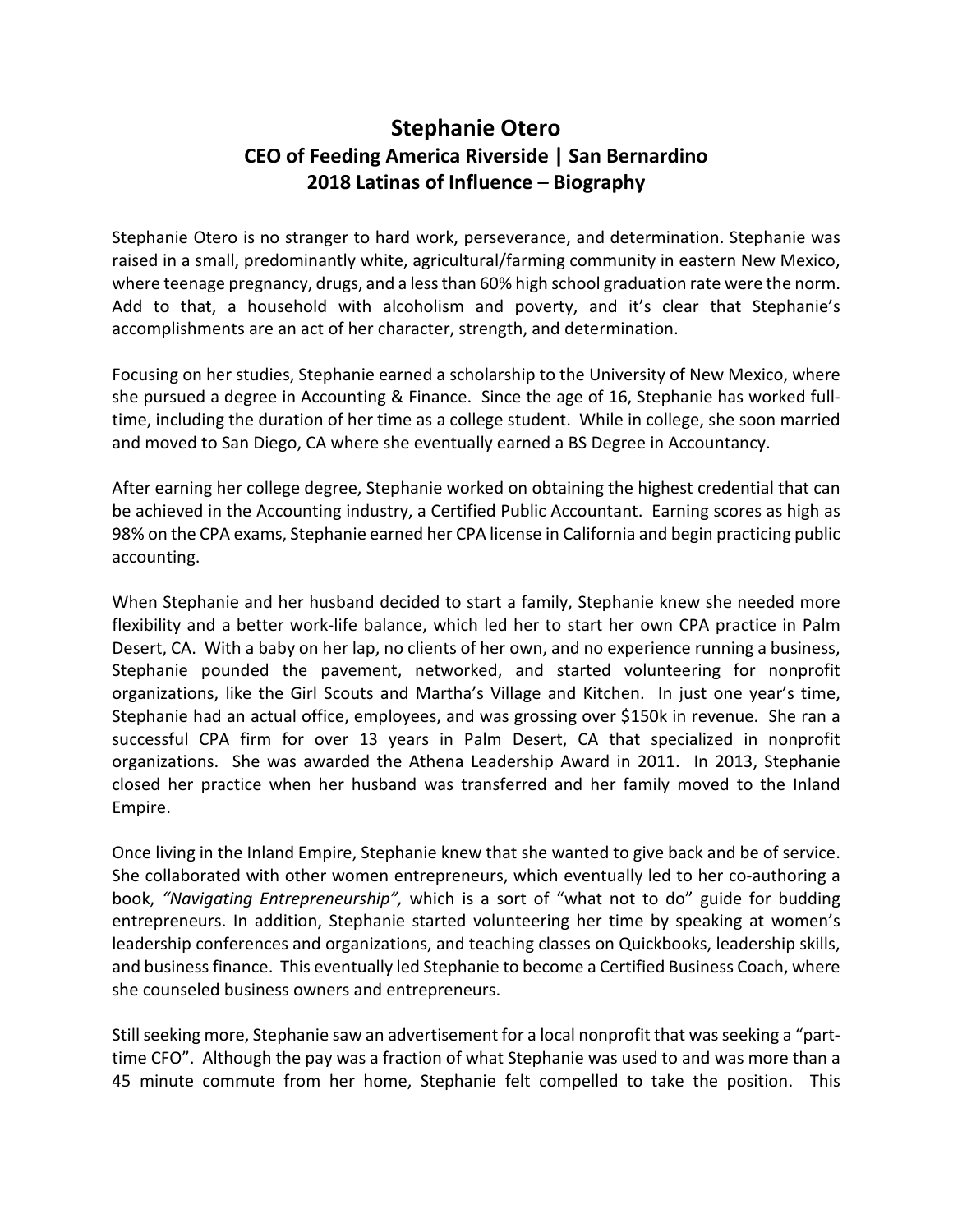# Stephanie Otero
## CEO of Feeding America Riverside | San Bernardino
## 2018 Latinas of Influence – Biography

Stephanie Otero is no stranger to hard work, perseverance, and determination. Stephanie was raised in a small, predominantly white, agricultural/farming community in eastern New Mexico, where teenage pregnancy, drugs, and a less than 60% high school graduation rate were the norm. Add to that, a household with alcoholism and poverty, and it's clear that Stephanie's accomplishments are an act of her character, strength, and determination.

Focusing on her studies, Stephanie earned a scholarship to the University of New Mexico, where she pursued a degree in Accounting & Finance. Since the age of 16, Stephanie has worked full-time, including the duration of her time as a college student. While in college, she soon married and moved to San Diego, CA where she eventually earned a BS Degree in Accountancy.

After earning her college degree, Stephanie worked on obtaining the highest credential that can be achieved in the Accounting industry, a Certified Public Accountant. Earning scores as high as 98% on the CPA exams, Stephanie earned her CPA license in California and begin practicing public accounting.

When Stephanie and her husband decided to start a family, Stephanie knew she needed more flexibility and a better work-life balance, which led her to start her own CPA practice in Palm Desert, CA. With a baby on her lap, no clients of her own, and no experience running a business, Stephanie pounded the pavement, networked, and started volunteering for nonprofit organizations, like the Girl Scouts and Martha's Village and Kitchen. In just one year's time, Stephanie had an actual office, employees, and was grossing over $150k in revenue. She ran a successful CPA firm for over 13 years in Palm Desert, CA that specialized in nonprofit organizations. She was awarded the Athena Leadership Award in 2011. In 2013, Stephanie closed her practice when her husband was transferred and her family moved to the Inland Empire.

Once living in the Inland Empire, Stephanie knew that she wanted to give back and be of service. She collaborated with other women entrepreneurs, which eventually led to her co-authoring a book, *"Navigating Entrepreneurship",* which is a sort of "what not to do" guide for budding entrepreneurs. In addition, Stephanie started volunteering her time by speaking at women's leadership conferences and organizations, and teaching classes on Quickbooks, leadership skills, and business finance. This eventually led Stephanie to become a Certified Business Coach, where she counseled business owners and entrepreneurs.

Still seeking more, Stephanie saw an advertisement for a local nonprofit that was seeking a "part-time CFO". Although the pay was a fraction of what Stephanie was used to and was more than a 45 minute commute from her home, Stephanie felt compelled to take the position. This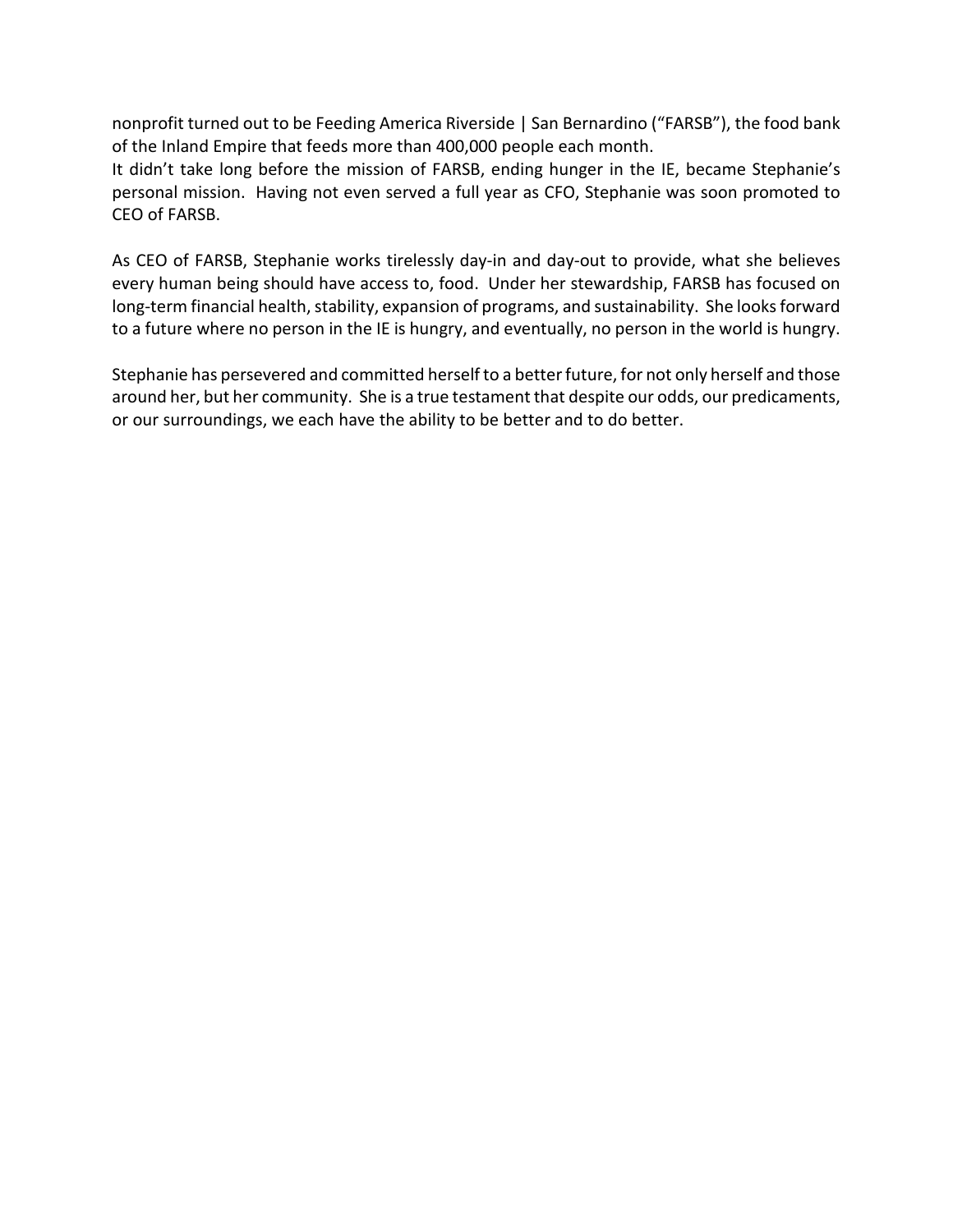nonprofit turned out to be Feeding America Riverside | San Bernardino ("FARSB"), the food bank of the Inland Empire that feeds more than 400,000 people each month.

It didn't take long before the mission of FARSB, ending hunger in the IE, became Stephanie's personal mission. Having not even served a full year as CFO, Stephanie was soon promoted to CEO of FARSB.

As CEO of FARSB, Stephanie works tirelessly day-in and day-out to provide, what she believes every human being should have access to, food. Under her stewardship, FARSB has focused on long-term financial health, stability, expansion of programs, and sustainability. She looks forward to a future where no person in the IE is hungry, and eventually, no person in the world is hungry.

Stephanie has persevered and committed herself to a better future, for not only herself and those around her, but her community. She is a true testament that despite our odds, our predicaments, or our surroundings, we each have the ability to be better and to do better.